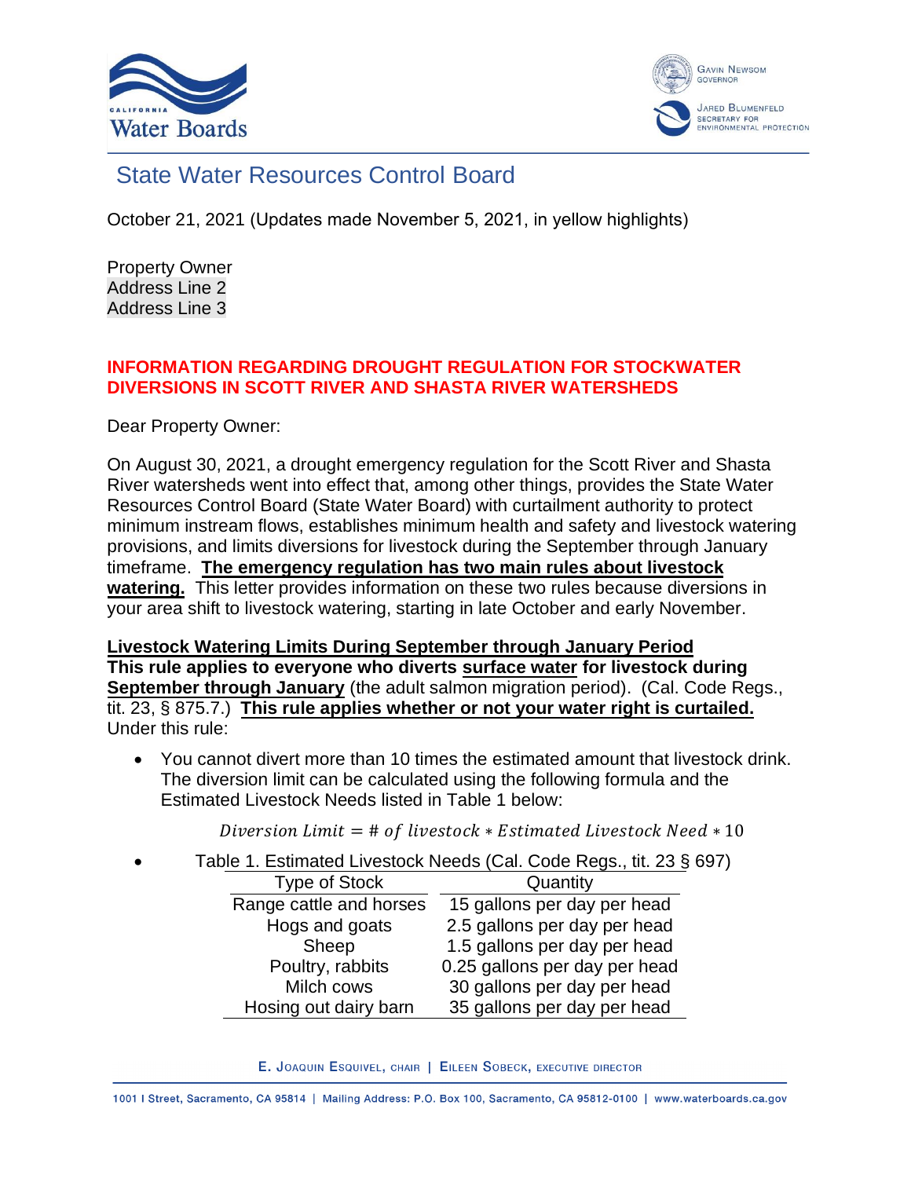# State Water Resources Control Board

October 21, 2021 (Updates made November 5, 2021, in yellow highlights)

Property Owner
Address Line 2
Address Line 3

**INFORMATION REGARDING DROUGHT REGULATION FOR STOCKWATER DIVERSIONS IN SCOTT RIVER AND SHASTA RIVER WATERSHEDS**

Dear Property Owner:

On August 30, 2021, a drought emergency regulation for the Scott River and Shasta River watersheds went into effect that, among other things, provides the State Water Resources Control Board (State Water Board) with curtailment authority to protect minimum instream flows, establishes minimum health and safety and livestock watering provisions, and limits diversions for livestock during the September through January timeframe. **The emergency regulation has two main rules about livestock watering.** This letter provides information on these two rules because diversions in your area shift to livestock watering, starting in late October and early November.

**Livestock Watering Limits During September through January Period**
**This rule applies to everyone who diverts surface water for livestock during September through January** (the adult salmon migration period). (Cal. Code Regs., tit. 23, § 875.7.) **This rule applies whether or not your water right is curtailed.** Under this rule:

- You cannot divert more than 10 times the estimated amount that livestock drink. The diversion limit can be calculated using the following formula and the Estimated Livestock Needs listed in Table 1 below:

$$Diversion\ Limit = \#\ of\ livestock * Estimated\ Livestock\ Need * 10$$

- Table 1. Estimated Livestock Needs (Cal. Code Regs., tit. 23 § 697)

| Type of Stock | Quantity |
|---|---|
| Range cattle and horses | 15 gallons per day per head |
| Hogs and goats | 2.5 gallons per day per head |
| Sheep | 1.5 gallons per day per head |
| Poultry, rabbits | 0.25 gallons per day per head |
| Milch cows | 30 gallons per day per head |
| Hosing out dairy barn | 35 gallons per day per head |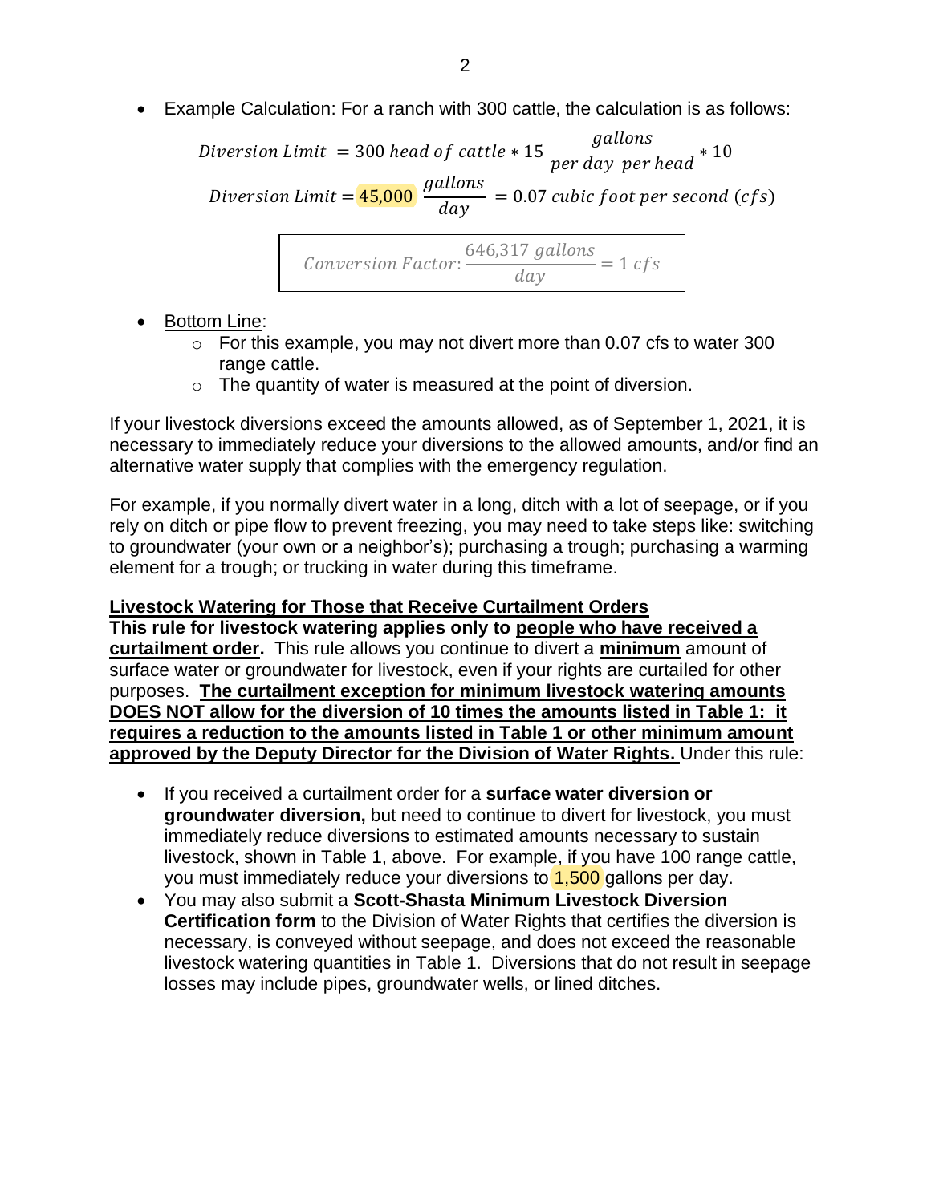- Example Calculation: For a ranch with 300 cattle, the calculation is as follows:

$$Diversion\ Limit\ = 300\ head\ of\ cattle * 15\ \frac{gallons}{per\ day\ \ per\ head} * 10$$

$$Diversion\ Limit = 45{,}000\ \frac{gallons}{day} = 0.07\ cubic\ foot\ per\ second\ (cfs)$$

$$Conversion\ Factor: \frac{646{,}317\ gallons}{day} = 1\ cfs$$

- <u>Bottom Line</u>:
  - For this example, you may not divert more than 0.07 cfs to water 300 range cattle.
  - The quantity of water is measured at the point of diversion.

If your livestock diversions exceed the amounts allowed, as of September 1, 2021, it is necessary to immediately reduce your diversions to the allowed amounts, and/or find an alternative water supply that complies with the emergency regulation.

For example, if you normally divert water in a long, ditch with a lot of seepage, or if you rely on ditch or pipe flow to prevent freezing, you may need to take steps like: switching to groundwater (your own or a neighbor's); purchasing a trough; purchasing a warming element for a trough; or trucking in water during this timeframe.

**<u>Livestock Watering for Those that Receive Curtailment Orders</u>**

**This rule for livestock watering applies only to <u>people who have received a curtailment order</u>.** This rule allows you continue to divert a **<u>minimum</u>** amount of surface water or groundwater for livestock, even if your rights are curtailed for other purposes. **<u>The curtailment exception for minimum livestock watering amounts DOES NOT allow for the diversion of 10 times the amounts listed in Table 1: it requires a reduction to the amounts listed in Table 1 or other minimum amount approved by the Deputy Director for the Division of Water Rights.</u>** Under this rule:

- If you received a curtailment order for a **surface water diversion or groundwater diversion,** but need to continue to divert for livestock, you must immediately reduce diversions to estimated amounts necessary to sustain livestock, shown in Table 1, above. For example, if you have 100 range cattle, you must immediately reduce your diversions to 1,500 gallons per day.
- You may also submit a **Scott-Shasta Minimum Livestock Diversion Certification form** to the Division of Water Rights that certifies the diversion is necessary, is conveyed without seepage, and does not exceed the reasonable livestock watering quantities in Table 1. Diversions that do not result in seepage losses may include pipes, groundwater wells, or lined ditches.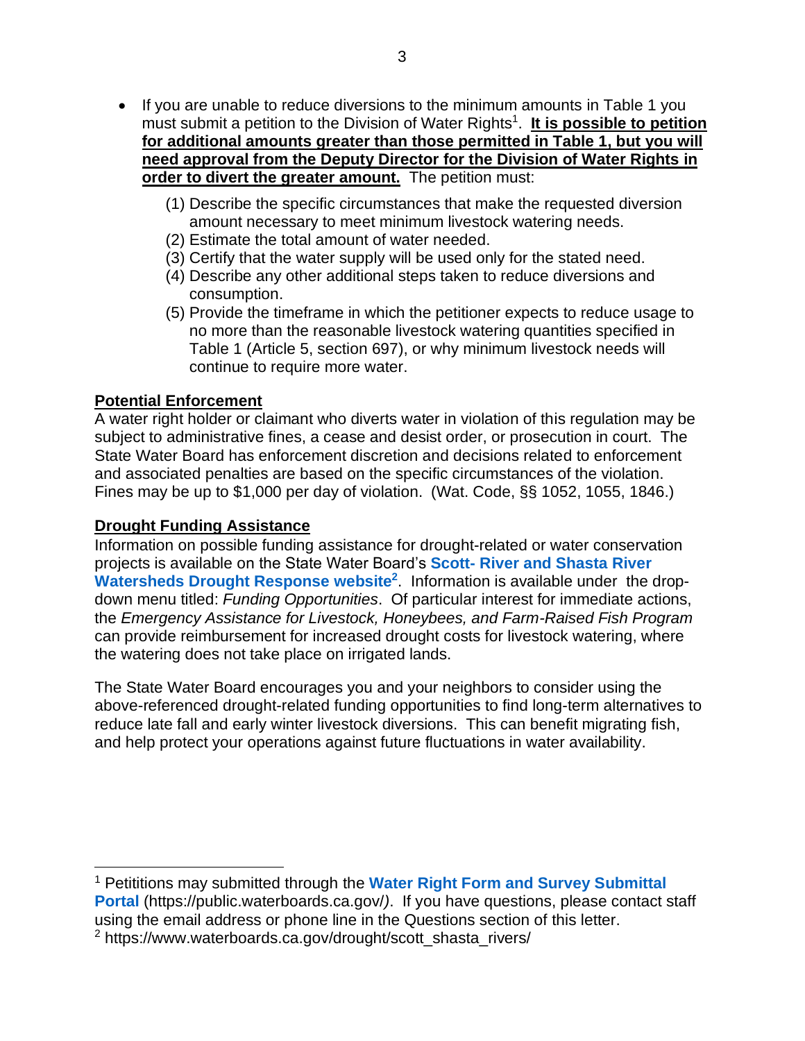- If you are unable to reduce diversions to the minimum amounts in Table 1 you must submit a petition to the Division of Water Rights[1]. **It is possible to petition for additional amounts greater than those permitted in Table 1, but you will need approval from the Deputy Director for the Division of Water Rights in order to divert the greater amount.** The petition must:

  (1) Describe the specific circumstances that make the requested diversion amount necessary to meet minimum livestock watering needs.
  (2) Estimate the total amount of water needed.
  (3) Certify that the water supply will be used only for the stated need.
  (4) Describe any other additional steps taken to reduce diversions and consumption.
  (5) Provide the timeframe in which the petitioner expects to reduce usage to no more than the reasonable livestock watering quantities specified in Table 1 (Article 5, section 697), or why minimum livestock needs will continue to require more water.

**Potential Enforcement**

A water right holder or claimant who diverts water in violation of this regulation may be subject to administrative fines, a cease and desist order, or prosecution in court. The State Water Board has enforcement discretion and decisions related to enforcement and associated penalties are based on the specific circumstances of the violation. Fines may be up to $1,000 per day of violation. (Wat. Code, §§ 1052, 1055, 1846.)

**Drought Funding Assistance**

Information on possible funding assistance for drought-related or water conservation projects is available on the State Water Board's **Scott- River and Shasta River Watersheds Drought Response website**[2]. Information is available under the drop-down menu titled: *Funding Opportunities*. Of particular interest for immediate actions, the *Emergency Assistance for Livestock, Honeybees, and Farm-Raised Fish Program* can provide reimbursement for increased drought costs for livestock watering, where the watering does not take place on irrigated lands.

The State Water Board encourages you and your neighbors to consider using the above-referenced drought-related funding opportunities to find long-term alternatives to reduce late fall and early winter livestock diversions. This can benefit migrating fish, and help protect your operations against future fluctuations in water availability.

---

[1] Petititions may submitted through the **Water Right Form and Survey Submittal Portal** (https://public.waterboards.ca.gov/). If you have questions, please contact staff using the email address or phone line in the Questions section of this letter.

[2] https://www.waterboards.ca.gov/drought/scott_shasta_rivers/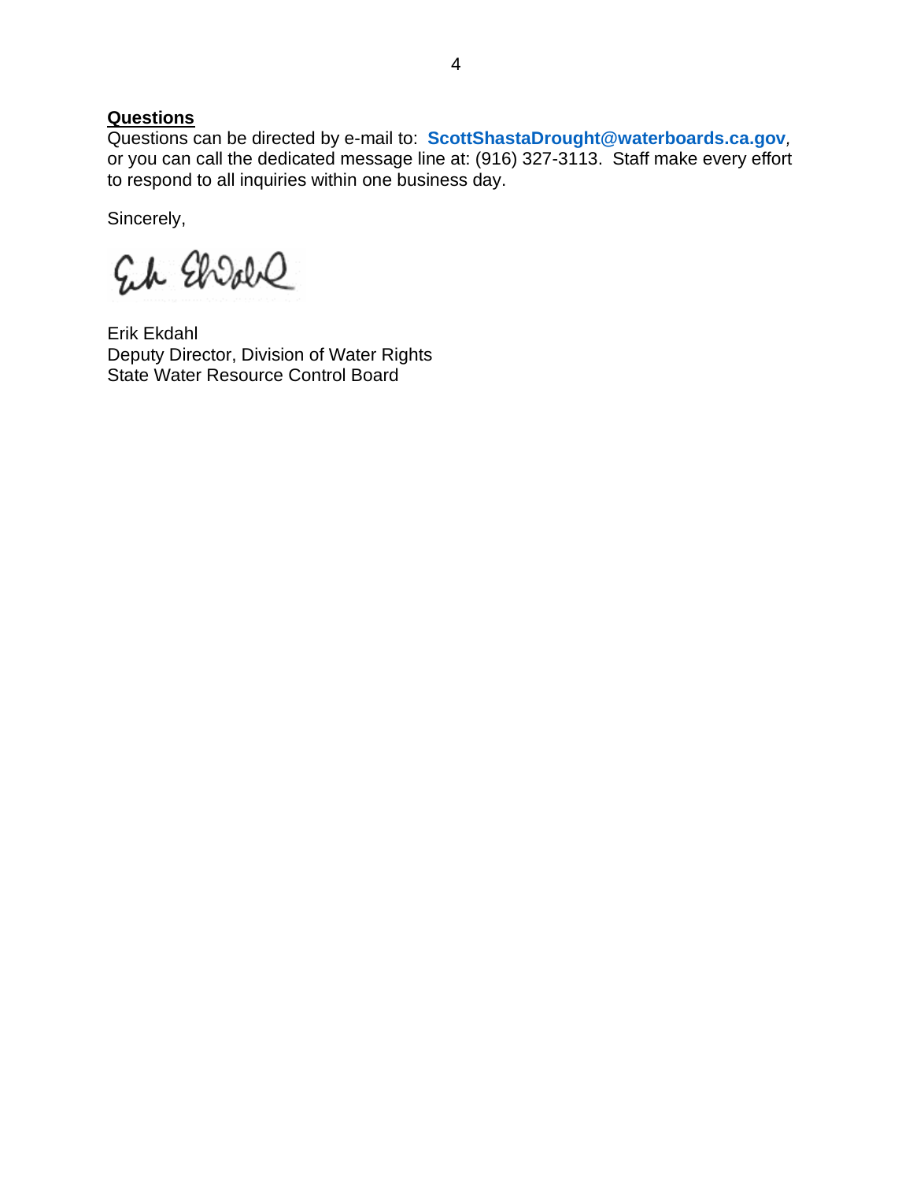**Questions**
Questions can be directed by e-mail to: **ScottShastaDrought@waterboards.ca.gov**, or you can call the dedicated message line at: (916) 327-3113. Staff make every effort to respond to all inquiries within one business day.

Sincerely,

Erik Ekdahl
Deputy Director, Division of Water Rights
State Water Resource Control Board